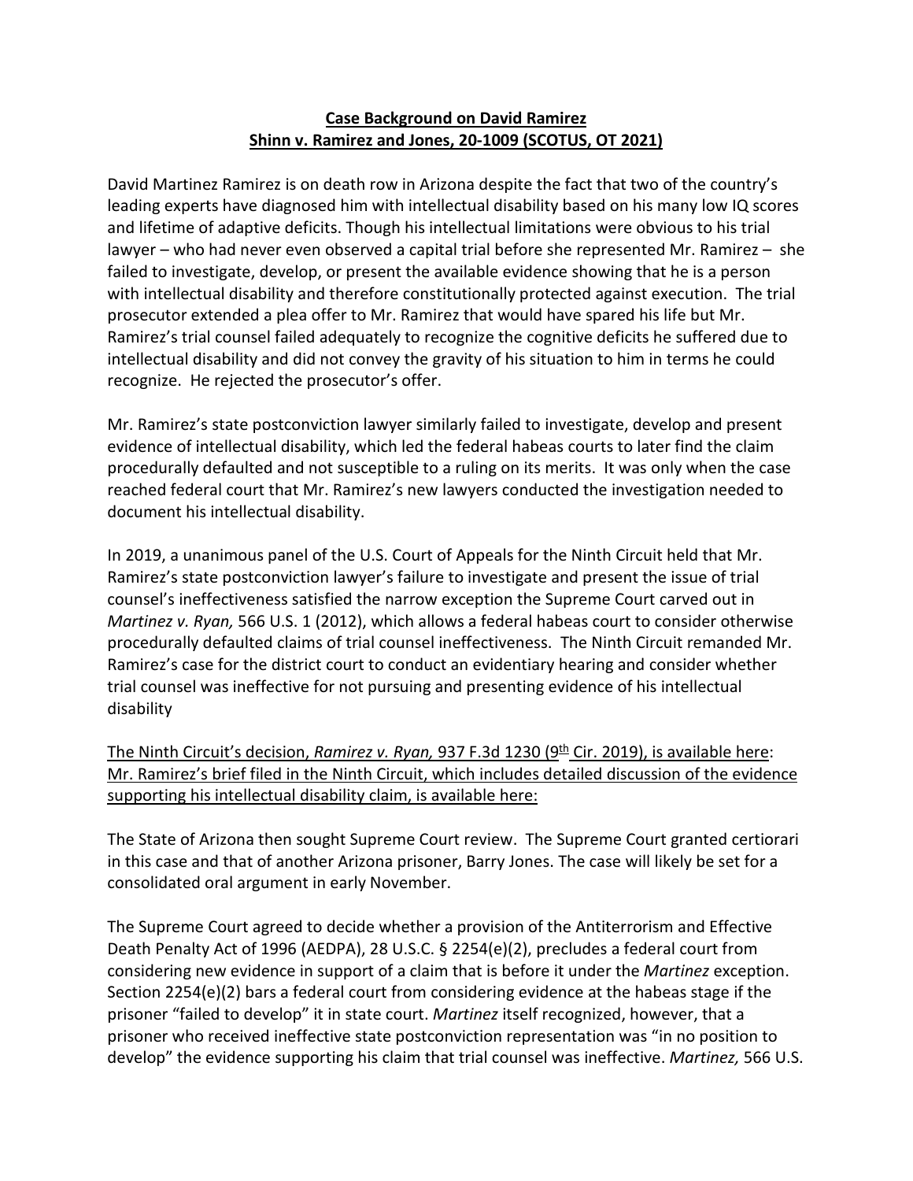**Case Background on David Ramirez**
**Shinn v. Ramirez and Jones, 20-1009 (SCOTUS, OT 2021)**

David Martinez Ramirez is on death row in Arizona despite the fact that two of the country's leading experts have diagnosed him with intellectual disability based on his many low IQ scores and lifetime of adaptive deficits. Though his intellectual limitations were obvious to his trial lawyer – who had never even observed a capital trial before she represented Mr. Ramirez – she failed to investigate, develop, or present the available evidence showing that he is a person with intellectual disability and therefore constitutionally protected against execution. The trial prosecutor extended a plea offer to Mr. Ramirez that would have spared his life but Mr. Ramirez's trial counsel failed adequately to recognize the cognitive deficits he suffered due to intellectual disability and did not convey the gravity of his situation to him in terms he could recognize. He rejected the prosecutor's offer.

Mr. Ramirez's state postconviction lawyer similarly failed to investigate, develop and present evidence of intellectual disability, which led the federal habeas courts to later find the claim procedurally defaulted and not susceptible to a ruling on its merits. It was only when the case reached federal court that Mr. Ramirez's new lawyers conducted the investigation needed to document his intellectual disability.

In 2019, a unanimous panel of the U.S. Court of Appeals for the Ninth Circuit held that Mr. Ramirez's state postconviction lawyer's failure to investigate and present the issue of trial counsel's ineffectiveness satisfied the narrow exception the Supreme Court carved out in *Martinez v. Ryan,* 566 U.S. 1 (2012), which allows a federal habeas court to consider otherwise procedurally defaulted claims of trial counsel ineffectiveness. The Ninth Circuit remanded Mr. Ramirez's case for the district court to conduct an evidentiary hearing and consider whether trial counsel was ineffective for not pursuing and presenting evidence of his intellectual disability

The Ninth Circuit's decision, *Ramirez v. Ryan,* 937 F.3d 1230 (9th Cir. 2019), is available here:
Mr. Ramirez's brief filed in the Ninth Circuit, which includes detailed discussion of the evidence supporting his intellectual disability claim, is available here:

The State of Arizona then sought Supreme Court review. The Supreme Court granted certiorari in this case and that of another Arizona prisoner, Barry Jones. The case will likely be set for a consolidated oral argument in early November.

The Supreme Court agreed to decide whether a provision of the Antiterrorism and Effective Death Penalty Act of 1996 (AEDPA), 28 U.S.C. § 2254(e)(2), precludes a federal court from considering new evidence in support of a claim that is before it under the *Martinez* exception. Section 2254(e)(2) bars a federal court from considering evidence at the habeas stage if the prisoner "failed to develop" it in state court. *Martinez* itself recognized, however, that a prisoner who received ineffective state postconviction representation was "in no position to develop" the evidence supporting his claim that trial counsel was ineffective. *Martinez,* 566 U.S.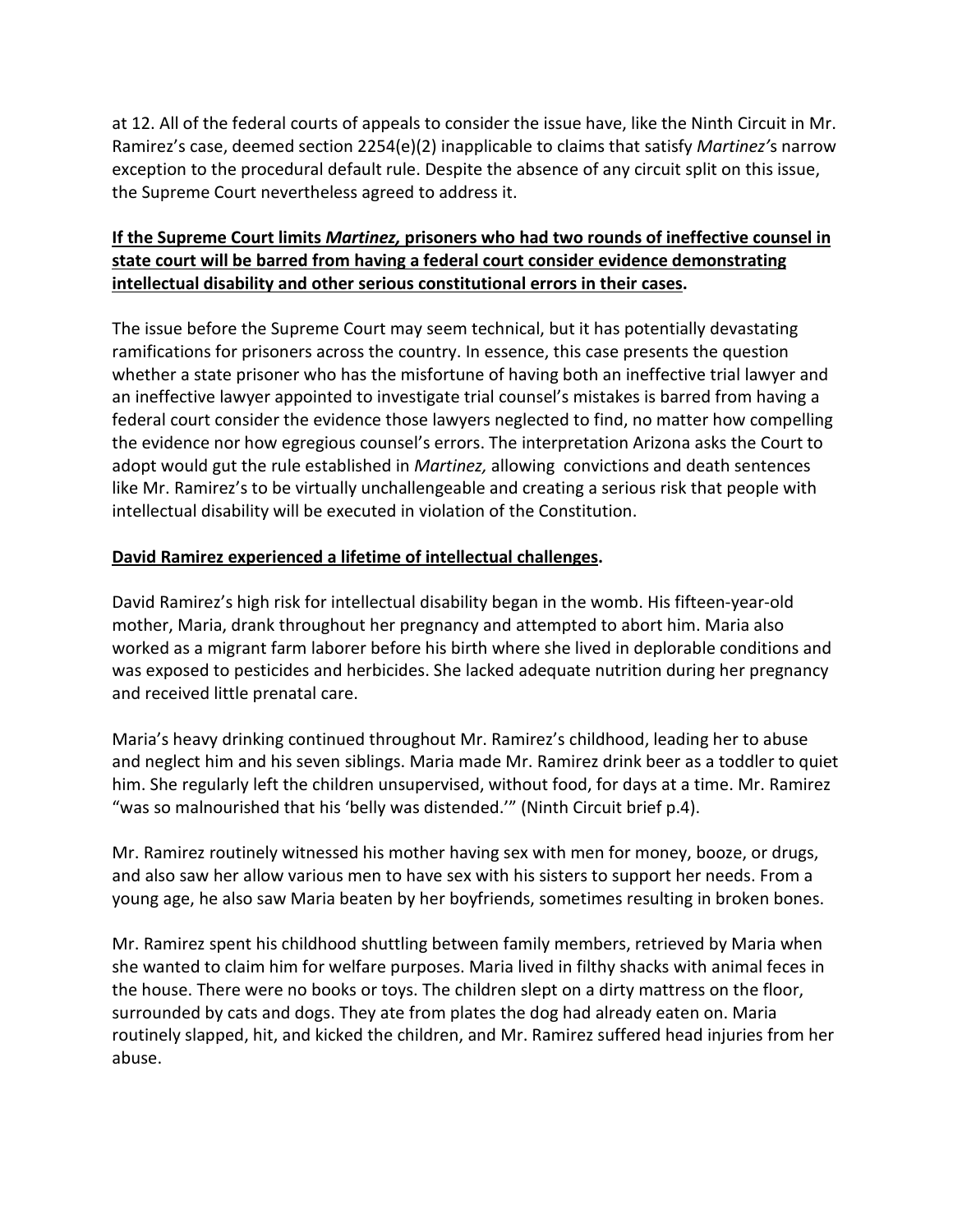at 12. All of the federal courts of appeals to consider the issue have, like the Ninth Circuit in Mr. Ramirez's case, deemed section 2254(e)(2) inapplicable to claims that satisfy *Martinez'*s narrow exception to the procedural default rule. Despite the absence of any circuit split on this issue, the Supreme Court nevertheless agreed to address it.

**If the Supreme Court limits *Martinez,* prisoners who had two rounds of ineffective counsel in state court will be barred from having a federal court consider evidence demonstrating intellectual disability and other serious constitutional errors in their cases.**

The issue before the Supreme Court may seem technical, but it has potentially devastating ramifications for prisoners across the country. In essence, this case presents the question whether a state prisoner who has the misfortune of having both an ineffective trial lawyer and an ineffective lawyer appointed to investigate trial counsel's mistakes is barred from having a federal court consider the evidence those lawyers neglected to find, no matter how compelling the evidence nor how egregious counsel's errors. The interpretation Arizona asks the Court to adopt would gut the rule established in *Martinez,* allowing convictions and death sentences like Mr. Ramirez's to be virtually unchallengeable and creating a serious risk that people with intellectual disability will be executed in violation of the Constitution.

**David Ramirez experienced a lifetime of intellectual challenges.**

David Ramirez's high risk for intellectual disability began in the womb. His fifteen-year-old mother, Maria, drank throughout her pregnancy and attempted to abort him. Maria also worked as a migrant farm laborer before his birth where she lived in deplorable conditions and was exposed to pesticides and herbicides. She lacked adequate nutrition during her pregnancy and received little prenatal care.

Maria's heavy drinking continued throughout Mr. Ramirez's childhood, leading her to abuse and neglect him and his seven siblings. Maria made Mr. Ramirez drink beer as a toddler to quiet him. She regularly left the children unsupervised, without food, for days at a time. Mr. Ramirez "was so malnourished that his 'belly was distended.'" (Ninth Circuit brief p.4).

Mr. Ramirez routinely witnessed his mother having sex with men for money, booze, or drugs, and also saw her allow various men to have sex with his sisters to support her needs. From a young age, he also saw Maria beaten by her boyfriends, sometimes resulting in broken bones.

Mr. Ramirez spent his childhood shuttling between family members, retrieved by Maria when she wanted to claim him for welfare purposes. Maria lived in filthy shacks with animal feces in the house. There were no books or toys. The children slept on a dirty mattress on the floor, surrounded by cats and dogs. They ate from plates the dog had already eaten on. Maria routinely slapped, hit, and kicked the children, and Mr. Ramirez suffered head injuries from her abuse.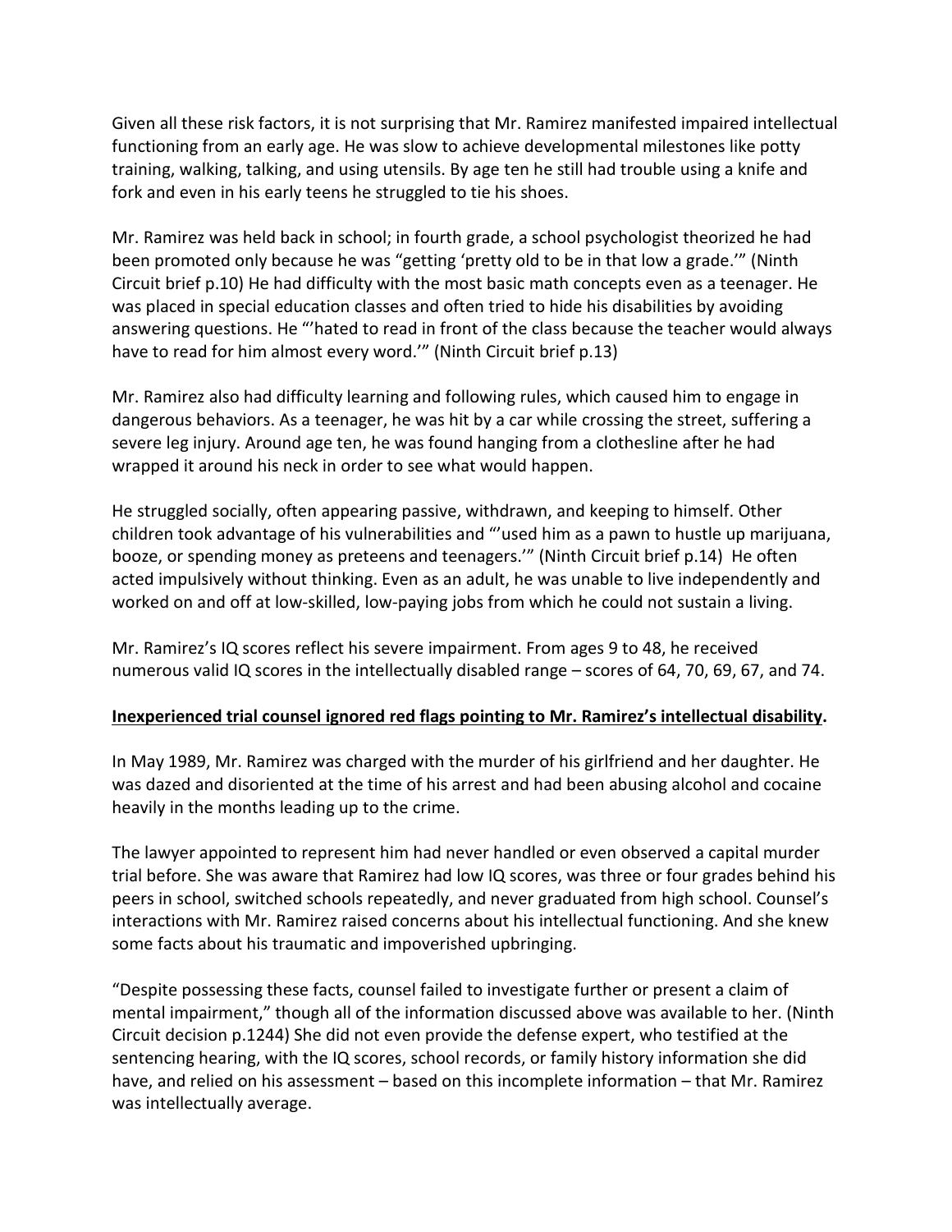Given all these risk factors, it is not surprising that Mr. Ramirez manifested impaired intellectual functioning from an early age. He was slow to achieve developmental milestones like potty training, walking, talking, and using utensils. By age ten he still had trouble using a knife and fork and even in his early teens he struggled to tie his shoes.

Mr. Ramirez was held back in school; in fourth grade, a school psychologist theorized he had been promoted only because he was "getting 'pretty old to be in that low a grade.'" (Ninth Circuit brief p.10) He had difficulty with the most basic math concepts even as a teenager. He was placed in special education classes and often tried to hide his disabilities by avoiding answering questions. He "'hated to read in front of the class because the teacher would always have to read for him almost every word.'" (Ninth Circuit brief p.13)

Mr. Ramirez also had difficulty learning and following rules, which caused him to engage in dangerous behaviors. As a teenager, he was hit by a car while crossing the street, suffering a severe leg injury. Around age ten, he was found hanging from a clothesline after he had wrapped it around his neck in order to see what would happen.

He struggled socially, often appearing passive, withdrawn, and keeping to himself. Other children took advantage of his vulnerabilities and "'used him as a pawn to hustle up marijuana, booze, or spending money as preteens and teenagers.'" (Ninth Circuit brief p.14) He often acted impulsively without thinking. Even as an adult, he was unable to live independently and worked on and off at low-skilled, low-paying jobs from which he could not sustain a living.

Mr. Ramirez's IQ scores reflect his severe impairment. From ages 9 to 48, he received numerous valid IQ scores in the intellectually disabled range – scores of 64, 70, 69, 67, and 74.

**Inexperienced trial counsel ignored red flags pointing to Mr. Ramirez's intellectual disability.**

In May 1989, Mr. Ramirez was charged with the murder of his girlfriend and her daughter. He was dazed and disoriented at the time of his arrest and had been abusing alcohol and cocaine heavily in the months leading up to the crime.

The lawyer appointed to represent him had never handled or even observed a capital murder trial before. She was aware that Ramirez had low IQ scores, was three or four grades behind his peers in school, switched schools repeatedly, and never graduated from high school. Counsel's interactions with Mr. Ramirez raised concerns about his intellectual functioning. And she knew some facts about his traumatic and impoverished upbringing.

"Despite possessing these facts, counsel failed to investigate further or present a claim of mental impairment," though all of the information discussed above was available to her. (Ninth Circuit decision p.1244) She did not even provide the defense expert, who testified at the sentencing hearing, with the IQ scores, school records, or family history information she did have, and relied on his assessment – based on this incomplete information – that Mr. Ramirez was intellectually average.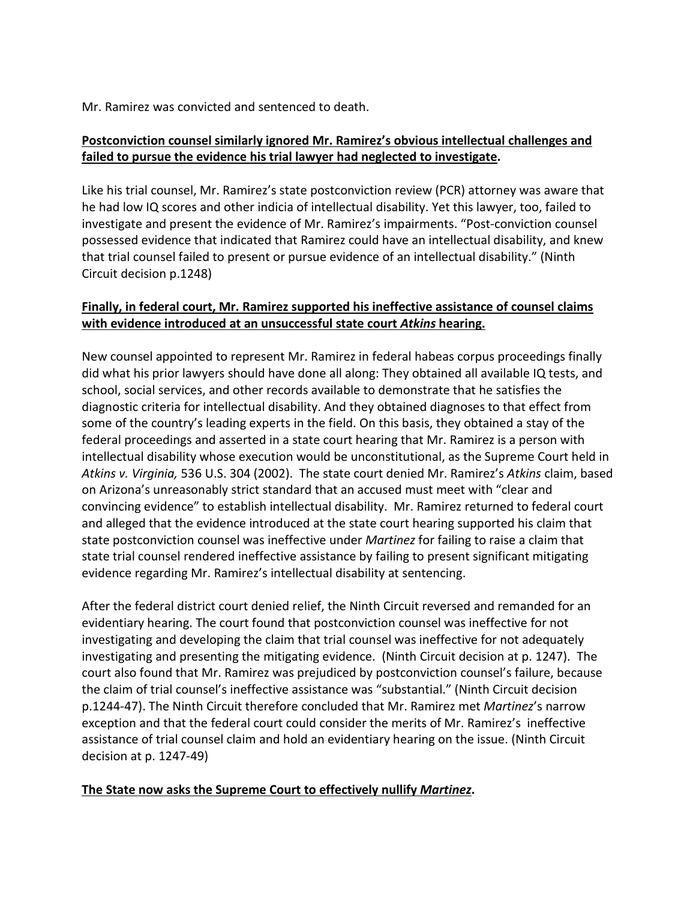Mr. Ramirez was convicted and sentenced to death.

**Postconviction counsel similarly ignored Mr. Ramirez's obvious intellectual challenges and failed to pursue the evidence his trial lawyer had neglected to investigate.**

Like his trial counsel, Mr. Ramirez's state postconviction review (PCR) attorney was aware that he had low IQ scores and other indicia of intellectual disability. Yet this lawyer, too, failed to investigate and present the evidence of Mr. Ramirez's impairments. "Post-conviction counsel possessed evidence that indicated that Ramirez could have an intellectual disability, and knew that trial counsel failed to present or pursue evidence of an intellectual disability." (Ninth Circuit decision p.1248)

**Finally, in federal court, Mr. Ramirez supported his ineffective assistance of counsel claims with evidence introduced at an unsuccessful state court *Atkins* hearing.**

New counsel appointed to represent Mr. Ramirez in federal habeas corpus proceedings finally did what his prior lawyers should have done all along: They obtained all available IQ tests, and school, social services, and other records available to demonstrate that he satisfies the diagnostic criteria for intellectual disability. And they obtained diagnoses to that effect from some of the country's leading experts in the field. On this basis, they obtained a stay of the federal proceedings and asserted in a state court hearing that Mr. Ramirez is a person with intellectual disability whose execution would be unconstitutional, as the Supreme Court held in *Atkins v. Virginia,* 536 U.S. 304 (2002). The state court denied Mr. Ramirez's *Atkins* claim, based on Arizona's unreasonably strict standard that an accused must meet with "clear and convincing evidence" to establish intellectual disability. Mr. Ramirez returned to federal court and alleged that the evidence introduced at the state court hearing supported his claim that state postconviction counsel was ineffective under *Martinez* for failing to raise a claim that state trial counsel rendered ineffective assistance by failing to present significant mitigating evidence regarding Mr. Ramirez's intellectual disability at sentencing.

After the federal district court denied relief, the Ninth Circuit reversed and remanded for an evidentiary hearing. The court found that postconviction counsel was ineffective for not investigating and developing the claim that trial counsel was ineffective for not adequately investigating and presenting the mitigating evidence. (Ninth Circuit decision at p. 1247). The court also found that Mr. Ramirez was prejudiced by postconviction counsel's failure, because the claim of trial counsel's ineffective assistance was "substantial." (Ninth Circuit decision p.1244-47). The Ninth Circuit therefore concluded that Mr. Ramirez met *Martinez*'s narrow exception and that the federal court could consider the merits of Mr. Ramirez's ineffective assistance of trial counsel claim and hold an evidentiary hearing on the issue. (Ninth Circuit decision at p. 1247-49)

**The State now asks the Supreme Court to effectively nullify *Martinez*.**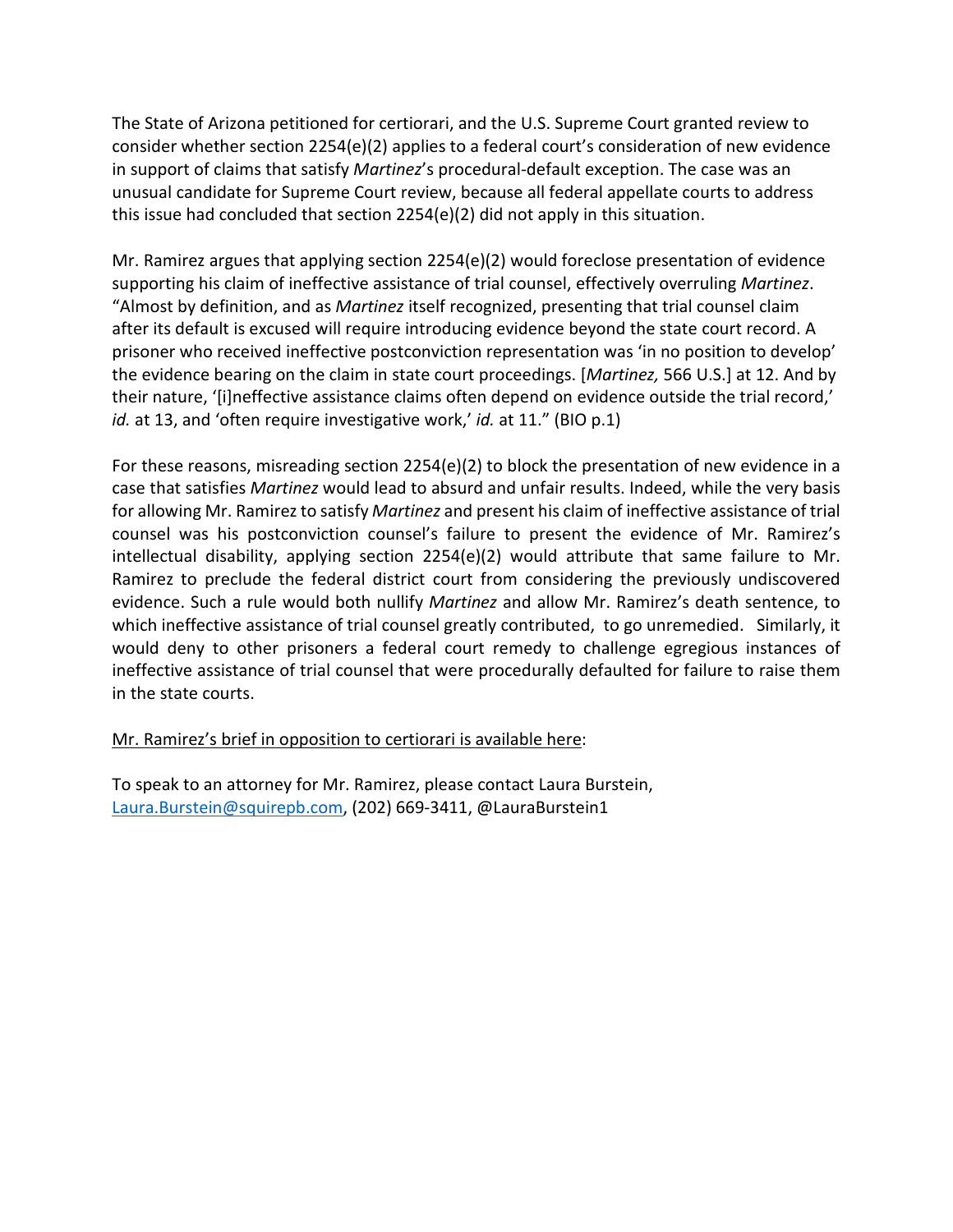The State of Arizona petitioned for certiorari, and the U.S. Supreme Court granted review to consider whether section 2254(e)(2) applies to a federal court's consideration of new evidence in support of claims that satisfy *Martinez*'s procedural-default exception. The case was an unusual candidate for Supreme Court review, because all federal appellate courts to address this issue had concluded that section 2254(e)(2) did not apply in this situation.

Mr. Ramirez argues that applying section 2254(e)(2) would foreclose presentation of evidence supporting his claim of ineffective assistance of trial counsel, effectively overruling *Martinez*. "Almost by definition, and as *Martinez* itself recognized, presenting that trial counsel claim after its default is excused will require introducing evidence beyond the state court record. A prisoner who received ineffective postconviction representation was 'in no position to develop' the evidence bearing on the claim in state court proceedings. [*Martinez,* 566 U.S.] at 12. And by their nature, '[i]neffective assistance claims often depend on evidence outside the trial record,' *id.* at 13, and 'often require investigative work,' *id.* at 11." (BIO p.1)

For these reasons, misreading section 2254(e)(2) to block the presentation of new evidence in a case that satisfies *Martinez* would lead to absurd and unfair results. Indeed, while the very basis for allowing Mr. Ramirez to satisfy *Martinez* and present his claim of ineffective assistance of trial counsel was his postconviction counsel's failure to present the evidence of Mr. Ramirez's intellectual disability, applying section 2254(e)(2) would attribute that same failure to Mr. Ramirez to preclude the federal district court from considering the previously undiscovered evidence. Such a rule would both nullify *Martinez* and allow Mr. Ramirez's death sentence, to which ineffective assistance of trial counsel greatly contributed, to go unremedied. Similarly, it would deny to other prisoners a federal court remedy to challenge egregious instances of ineffective assistance of trial counsel that were procedurally defaulted for failure to raise them in the state courts.

Mr. Ramirez's brief in opposition to certiorari is available here:

To speak to an attorney for Mr. Ramirez, please contact Laura Burstein, Laura.Burstein@squirepb.com, (202) 669-3411, @LauraBurstein1